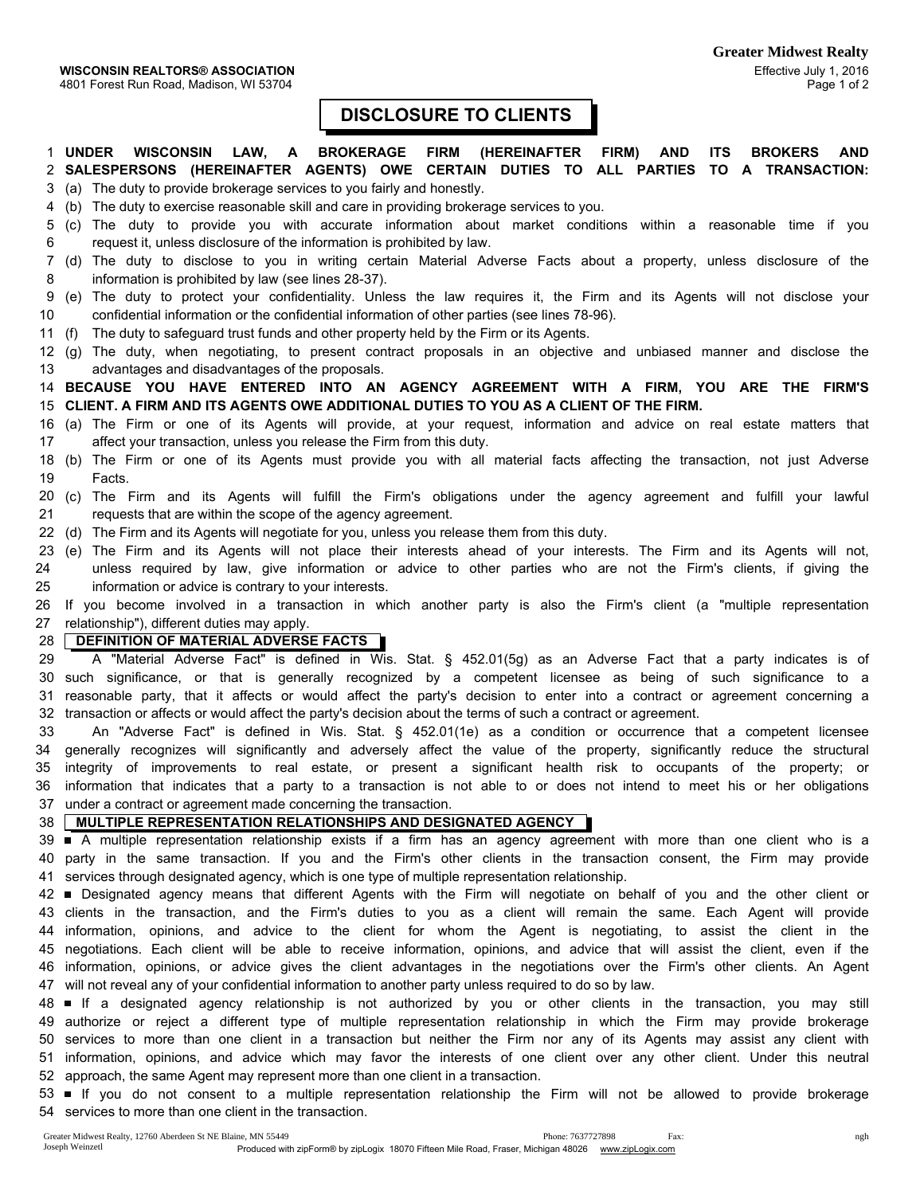**WISCONSIN REALTORS® ASSOCIATION**
4801 Forest Run Road, Madison, WI 53704

Greater Midwest Realty

Effective July 1, 2016

# DISCLOSURE TO CLIENTS

1 **UNDER WISCONSIN LAW, A BROKERAGE FIRM (HEREINAFTER FIRM) AND ITS BROKERS AND**
2 **SALESPERSONS (HEREINAFTER AGENTS) OWE CERTAIN DUTIES TO ALL PARTIES TO A TRANSACTION:**
3 (a) The duty to provide brokerage services to you fairly and honestly.
4 (b) The duty to exercise reasonable skill and care in providing brokerage services to you.
5 (c) The duty to provide you with accurate information about market conditions within a reasonable time if you
6 request it, unless disclosure of the information is prohibited by law.
7 (d) The duty to disclose to you in writing certain Material Adverse Facts about a property, unless disclosure of the
8 information is prohibited by law (see lines 28-37).
9 (e) The duty to protect your confidentiality. Unless the law requires it, the Firm and its Agents will not disclose your
10 confidential information or the confidential information of other parties (see lines 78-96).
11 (f) The duty to safeguard trust funds and other property held by the Firm or its Agents.
12 (g) The duty, when negotiating, to present contract proposals in an objective and unbiased manner and disclose the
13 advantages and disadvantages of the proposals.
14 **BECAUSE YOU HAVE ENTERED INTO AN AGENCY AGREEMENT WITH A FIRM, YOU ARE THE FIRM'S**
15 **CLIENT. A FIRM AND ITS AGENTS OWE ADDITIONAL DUTIES TO YOU AS A CLIENT OF THE FIRM.**
16 (a) The Firm or one of its Agents will provide, at your request, information and advice on real estate matters that
17 affect your transaction, unless you release the Firm from this duty.
18 (b) The Firm or one of its Agents must provide you with all material facts affecting the transaction, not just Adverse
19 Facts.
20 (c) The Firm and its Agents will fulfill the Firm's obligations under the agency agreement and fulfill your lawful
21 requests that are within the scope of the agency agreement.
22 (d) The Firm and its Agents will negotiate for you, unless you release them from this duty.
23 (e) The Firm and its Agents will not place their interests ahead of your interests. The Firm and its Agents will not,
24 unless required by law, give information or advice to other parties who are not the Firm's clients, if giving the
25 information or advice is contrary to your interests.
26 If you become involved in a transaction in which another party is also the Firm's client (a "multiple representation
27 relationship"), different duties may apply.

28 **DEFINITION OF MATERIAL ADVERSE FACTS**

29 A "Material Adverse Fact" is defined in Wis. Stat. § 452.01(5g) as an Adverse Fact that a party indicates is of
30 such significance, or that is generally recognized by a competent licensee as being of such significance to a
31 reasonable party, that it affects or would affect the party's decision to enter into a contract or agreement concerning a
32 transaction or affects or would affect the party's decision about the terms of such a contract or agreement.
33 An "Adverse Fact" is defined in Wis. Stat. § 452.01(1e) as a condition or occurrence that a competent licensee
34 generally recognizes will significantly and adversely affect the value of the property, significantly reduce the structural
35 integrity of improvements to real estate, or present a significant health risk to occupants of the property; or
36 information that indicates that a party to a transaction is not able to or does not intend to meet his or her obligations
37 under a contract or agreement made concerning the transaction.

38 **MULTIPLE REPRESENTATION RELATIONSHIPS AND DESIGNATED AGENCY**

39 ■ A multiple representation relationship exists if a firm has an agency agreement with more than one client who is a
40 party in the same transaction. If you and the Firm's other clients in the transaction consent, the Firm may provide
41 services through designated agency, which is one type of multiple representation relationship.
42 ■ Designated agency means that different Agents with the Firm will negotiate on behalf of you and the other client or
43 clients in the transaction, and the Firm's duties to you as a client will remain the same. Each Agent will provide
44 information, opinions, and advice to the client for whom the Agent is negotiating, to assist the client in the
45 negotiations. Each client will be able to receive information, opinions, and advice that will assist the client, even if the
46 information, opinions, or advice gives the client advantages in the negotiations over the Firm's other clients. An Agent
47 will not reveal any of your confidential information to another party unless required to do so by law.
48 ■ If a designated agency relationship is not authorized by you or other clients in the transaction, you may still
49 authorize or reject a different type of multiple representation relationship in which the Firm may provide brokerage
50 services to more than one client in a transaction but neither the Firm nor any of its Agents may assist any client with
51 information, opinions, and advice which may favor the interests of one client over any other client. Under this neutral
52 approach, the same Agent may represent more than one client in a transaction.
53 ■ If you do not consent to a multiple representation relationship the Firm will not be allowed to provide brokerage
54 services to more than one client in the transaction.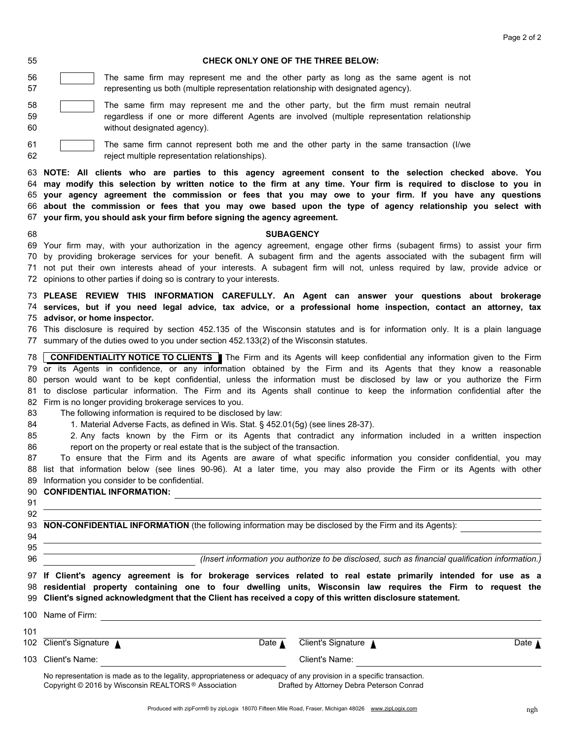**CHECK ONLY ONE OF THE THREE BELOW:**

☐ The same firm may represent me and the other party as long as the same agent is not representing us both (multiple representation relationship with designated agency).

☐ The same firm may represent me and the other party, but the firm must remain neutral regardless if one or more different Agents are involved (multiple representation relationship without designated agency).

☐ The same firm cannot represent both me and the other party in the same transaction (I/we reject multiple representation relationships).

**NOTE: All clients who are parties to this agency agreement consent to the selection checked above. You may modify this selection by written notice to the firm at any time. Your firm is required to disclose to you in your agency agreement the commission or fees that you may owe to your firm. If you have any questions about the commission or fees that you may owe based upon the type of agency relationship you select with your firm, you should ask your firm before signing the agency agreement.**

## SUBAGENCY

Your firm may, with your authorization in the agency agreement, engage other firms (subagent firms) to assist your firm by providing brokerage services for your benefit. A subagent firm and the agents associated with the subagent firm will not put their own interests ahead of your interests. A subagent firm will not, unless required by law, provide advice or opinions to other parties if doing so is contrary to your interests.

**PLEASE REVIEW THIS INFORMATION CAREFULLY. An Agent can answer your questions about brokerage services, but if you need legal advice, tax advice, or a professional home inspection, contact an attorney, tax advisor, or home inspector.**

This disclosure is required by section 452.135 of the Wisconsin statutes and is for information only. It is a plain language summary of the duties owed to you under section 452.133(2) of the Wisconsin statutes.

**CONFIDENTIALITY NOTICE TO CLIENTS** The Firm and its Agents will keep confidential any information given to the Firm or its Agents in confidence, or any information obtained by the Firm and its Agents that they know a reasonable person would want to be kept confidential, unless the information must be disclosed by law or you authorize the Firm to disclose particular information. The Firm and its Agents shall continue to keep the information confidential after the Firm is no longer providing brokerage services to you.

The following information is required to be disclosed by law:

1. Material Adverse Facts, as defined in Wis. Stat. § 452.01(5g) (see lines 28-37).
2. Any facts known by the Firm or its Agents that contradict any information included in a written inspection report on the property or real estate that is the subject of the transaction.

To ensure that the Firm and its Agents are aware of what specific information you consider confidential, you may list that information below (see lines 90-96). At a later time, you may also provide the Firm or its Agents with other Information you consider to be confidential.

**CONFIDENTIAL INFORMATION:** ______________________________________________

______________________________________________

______________________________________________

**NON-CONFIDENTIAL INFORMATION** (the following information may be disclosed by the Firm and its Agents): ______________

______________________________________________

______________________________________________

______________________ *(Insert information you authorize to be disclosed, such as financial qualification information.)*

**If Client's agency agreement is for brokerage services related to real estate primarily intended for use as a residential property containing one to four dwelling units, Wisconsin law requires the Firm to request the Client's signed acknowledgment that the Client has received a copy of this written disclosure statement.**

Name of Firm: ______________________________________________

| | | | |
|---|---|---|---|
| Client's Signature ▲ | Date ▲ | Client's Signature ▲ | Date ▲ |
| Client's Name: | | Client's Name: | |

No representation is made as to the legality, appropriateness or adequacy of any provision in a specific transaction.
Copyright © 2016 by Wisconsin REALTORS® Association Drafted by Attorney Debra Peterson Conrad